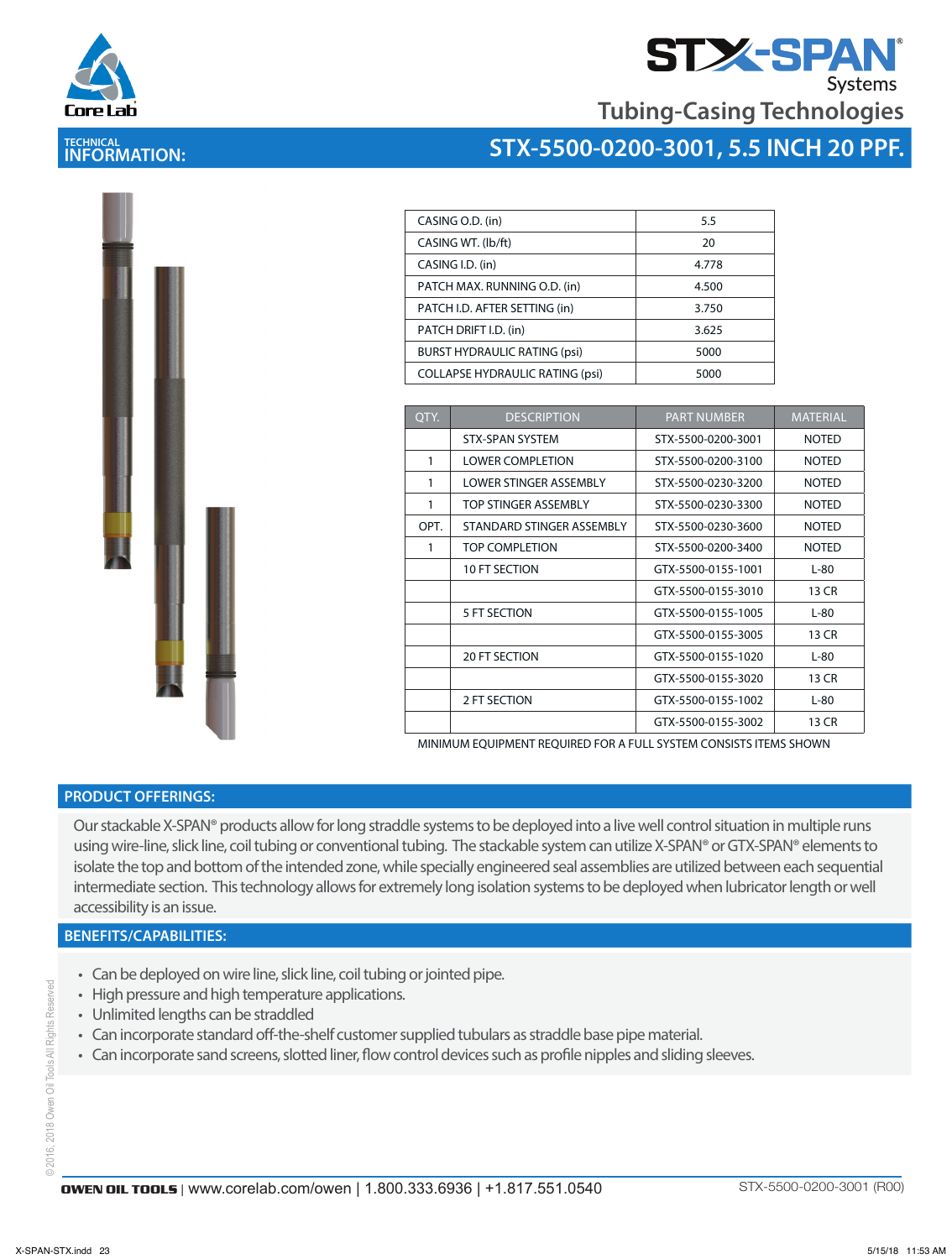# STX-SPAN® Systems

## Tubing-Casing Technologies

## TECHNICAL INFORMATION: STX-5500-0200-3001, 5.5 INCH 20 PPF.

| | |
|---|---|
| CASING O.D. (in) | 5.5 |
| CASING WT. (lb/ft) | 20 |
| CASING I.D. (in) | 4.778 |
| PATCH MAX. RUNNING O.D. (in) | 4.500 |
| PATCH I.D. AFTER SETTING (in) | 3.750 |
| PATCH DRIFT I.D. (in) | 3.625 |
| BURST HYDRAULIC RATING (psi) | 5000 |
| COLLAPSE HYDRAULIC RATING (psi) | 5000 |

| QTY. | DESCRIPTION | PART NUMBER | MATERIAL |
|---|---|---|---|
| | STX-SPAN SYSTEM | STX-5500-0200-3001 | NOTED |
| 1 | LOWER COMPLETION | STX-5500-0200-3100 | NOTED |
| 1 | LOWER STINGER ASSEMBLY | STX-5500-0230-3200 | NOTED |
| 1 | TOP STINGER ASSEMBLY | STX-5500-0230-3300 | NOTED |
| OPT. | STANDARD STINGER ASSEMBLY | STX-5500-0230-3600 | NOTED |
| 1 | TOP COMPLETION | STX-5500-0200-3400 | NOTED |
| | 10 FT SECTION | GTX-5500-0155-1001 | L-80 |
| | | GTX-5500-0155-3010 | 13 CR |
| | 5 FT SECTION | GTX-5500-0155-1005 | L-80 |
| | | GTX-5500-0155-3005 | 13 CR |
| | 20 FT SECTION | GTX-5500-0155-1020 | L-80 |
| | | GTX-5500-0155-3020 | 13 CR |
| | 2 FT SECTION | GTX-5500-0155-1002 | L-80 |
| | | GTX-5500-0155-3002 | 13 CR |

MINIMUM EQUIPMENT REQUIRED FOR A FULL SYSTEM CONSISTS ITEMS SHOWN

## PRODUCT OFFERINGS:

Our stackable X-SPAN® products allow for long straddle systems to be deployed into a live well control situation in multiple runs using wire-line, slick line, coil tubing or conventional tubing. The stackable system can utilize X-SPAN® or GTX-SPAN® elements to isolate the top and bottom of the intended zone, while specially engineered seal assemblies are utilized between each sequential intermediate section. This technology allows for extremely long isolation systems to be deployed when lubricator length or well accessibility is an issue.

## BENEFITS/CAPABILITIES:

- Can be deployed on wire line, slick line, coil tubing or jointed pipe.
- High pressure and high temperature applications.
- Unlimited lengths can be straddled
- Can incorporate standard off-the-shelf customer supplied tubulars as straddle base pipe material.
- Can incorporate sand screens, slotted liner, flow control devices such as profile nipples and sliding sleeves.

OWEN OIL TOOLS | www.corelab.com/owen | 1.800.333.6936 | +1.817.551.0540 STX-5500-0200-3001 (R00)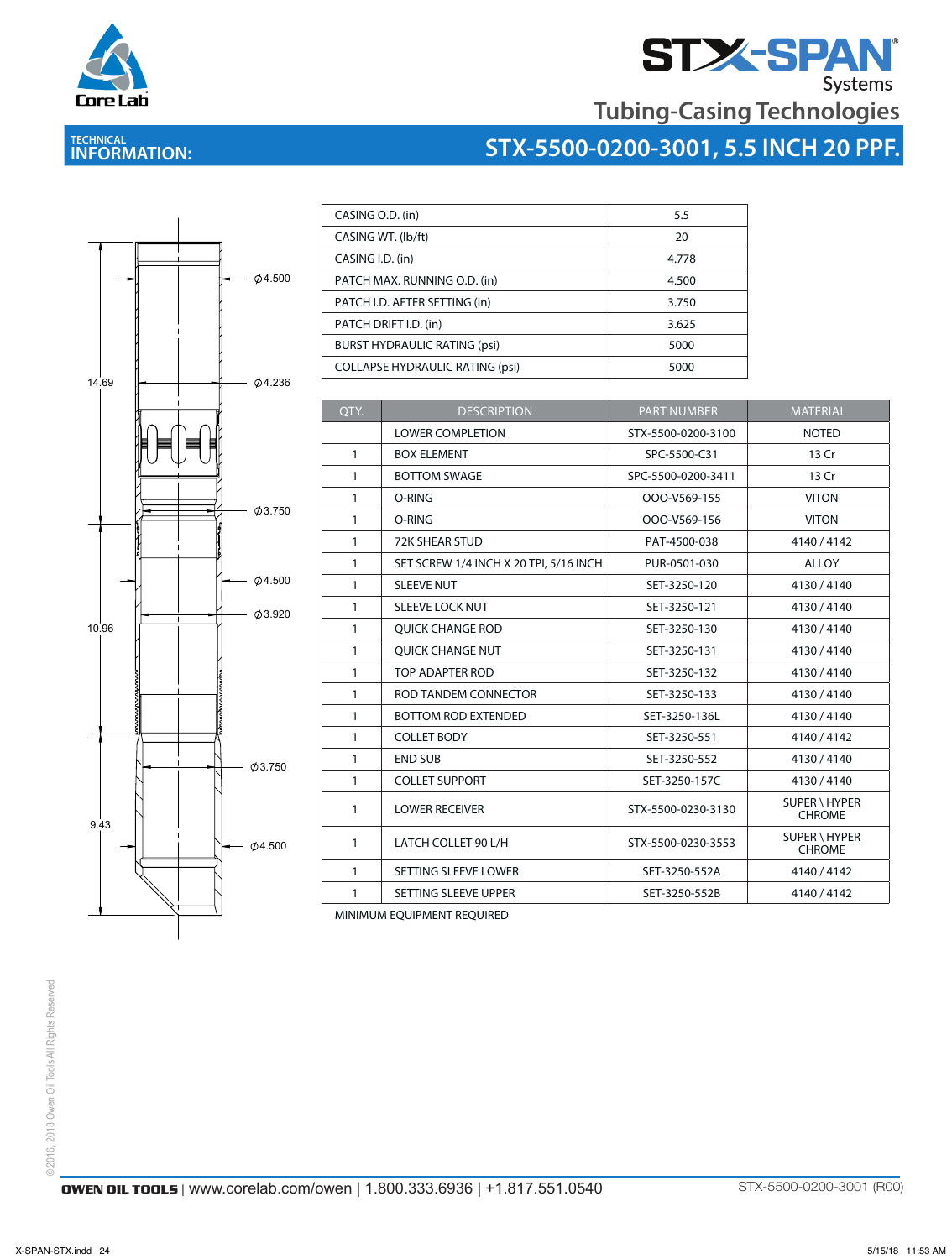# STX-SPAN Systems

## Tubing-Casing Technologies

**TECHNICAL INFORMATION:**

## STX-5500-0200-3001, 5.5 INCH 20 PPF.

14.69

10.96

9.43

Ø4.500

Ø4.236

Ø3.750

Ø4.500

Ø3.920

Ø3.750

Ø4.500

| CASING O.D. (in) | 5.5 |
|---|---|
| CASING WT. (lb/ft) | 20 |
| CASING I.D. (in) | 4.778 |
| PATCH MAX. RUNNING O.D. (in) | 4.500 |
| PATCH I.D. AFTER SETTING (in) | 3.750 |
| PATCH DRIFT I.D. (in) | 3.625 |
| BURST HYDRAULIC RATING (psi) | 5000 |
| COLLAPSE HYDRAULIC RATING (psi) | 5000 |

| QTY. | DESCRIPTION | PART NUMBER | MATERIAL |
|---|---|---|---|
| | LOWER COMPLETION | STX-5500-0200-3100 | NOTED |
| 1 | BOX ELEMENT | SPC-5500-C31 | 13 Cr |
| 1 | BOTTOM SWAGE | SPC-5500-0200-3411 | 13 Cr |
| 1 | O-RING | OOO-V569-155 | VITON |
| 1 | O-RING | OOO-V569-156 | VITON |
| 1 | 72K SHEAR STUD | PAT-4500-038 | 4140 / 4142 |
| 1 | SET SCREW 1/4 INCH X 20 TPI, 5/16 INCH | PUR-0501-030 | ALLOY |
| 1 | SLEEVE NUT | SET-3250-120 | 4130 / 4140 |
| 1 | SLEEVE LOCK NUT | SET-3250-121 | 4130 / 4140 |
| 1 | QUICK CHANGE ROD | SET-3250-130 | 4130 / 4140 |
| 1 | QUICK CHANGE NUT | SET-3250-131 | 4130 / 4140 |
| 1 | TOP ADAPTER ROD | SET-3250-132 | 4130 / 4140 |
| 1 | ROD TANDEM CONNECTOR | SET-3250-133 | 4130 / 4140 |
| 1 | BOTTOM ROD EXTENDED | SET-3250-136L | 4130 / 4140 |
| 1 | COLLET BODY | SET-3250-551 | 4140 / 4142 |
| 1 | END SUB | SET-3250-552 | 4130 / 4140 |
| 1 | COLLET SUPPORT | SET-3250-157C | 4130 / 4140 |
| 1 | LOWER RECEIVER | STX-5500-0230-3130 | SUPER \ HYPER CHROME |
| 1 | LATCH COLLET 90 L/H | STX-5500-0230-3553 | SUPER \ HYPER CHROME |
| 1 | SETTING SLEEVE LOWER | SET-3250-552A | 4140 / 4142 |
| 1 | SETTING SLEEVE UPPER | SET-3250-552B | 4140 / 4142 |

MINIMUM EQUIPMENT REQUIRED

© 2016, 2018 Owen Oil Tools All Rights Reserved

**OWEN OIL TOOLS** | www.corelab.com/owen | 1.800.333.6936 | +1.817.551.0540

STX-5500-0200-3001 (R00)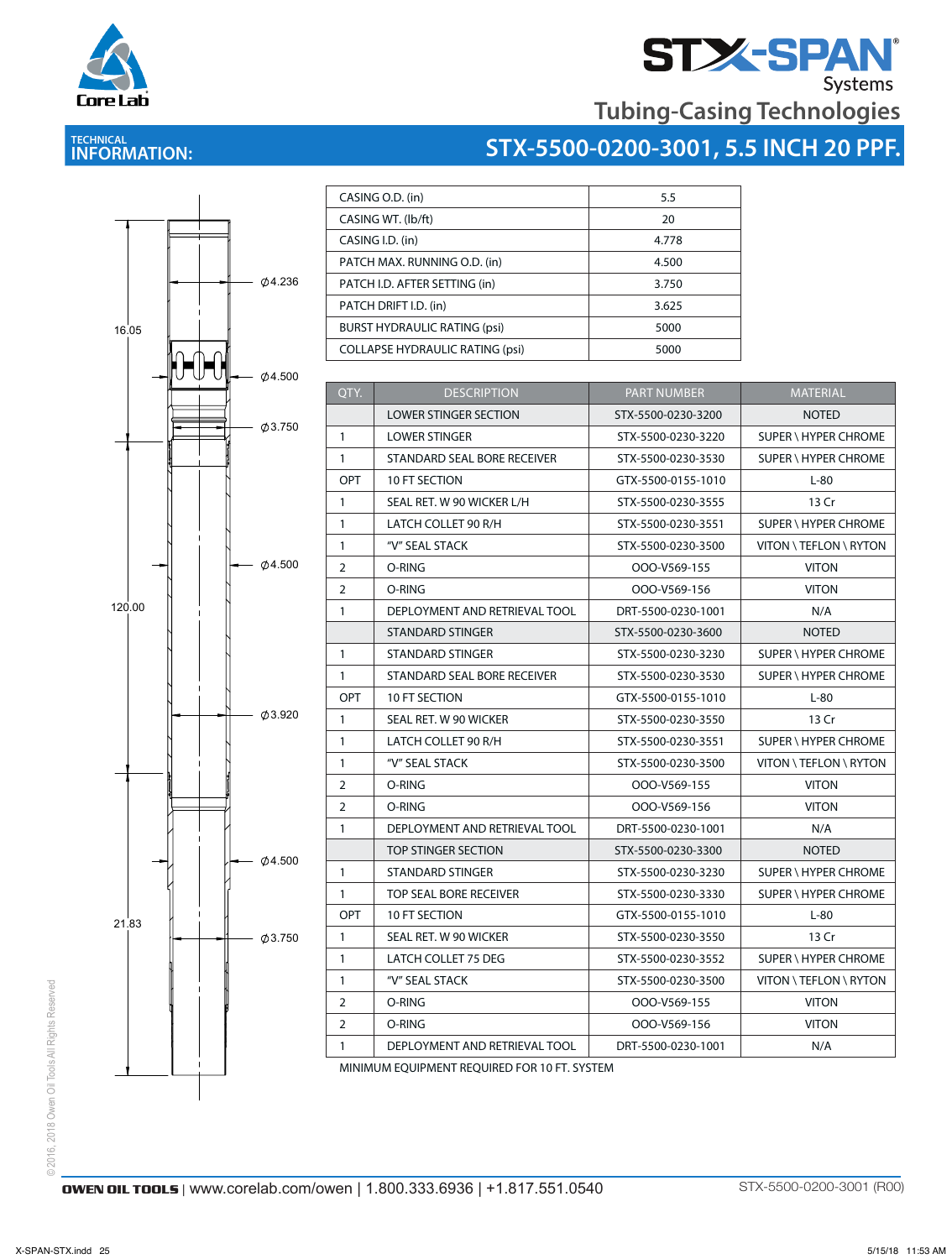# STX-SPAN Systems

## Tubing-Casing Technologies

**TECHNICAL INFORMATION:** STX-5500-0200-3001, 5.5 INCH 20 PPF.

Ø4.236
Ø4.500
Ø3.750
Ø4.500
Ø3.920
Ø4.500
Ø3.750

16.05
120.00
21.83

| | |
|---|---|
| CASING O.D. (in) | 5.5 |
| CASING WT. (lb/ft) | 20 |
| CASING I.D. (in) | 4.778 |
| PATCH MAX. RUNNING O.D. (in) | 4.500 |
| PATCH I.D. AFTER SETTING (in) | 3.750 |
| PATCH DRIFT I.D. (in) | 3.625 |
| BURST HYDRAULIC RATING (psi) | 5000 |
| COLLAPSE HYDRAULIC RATING (psi) | 5000 |

| QTY. | DESCRIPTION | PART NUMBER | MATERIAL |
|---|---|---|---|
| | LOWER STINGER SECTION | STX-5500-0230-3200 | NOTED |
| 1 | LOWER STINGER | STX-5500-0230-3220 | SUPER \ HYPER CHROME |
| 1 | STANDARD SEAL BORE RECEIVER | STX-5500-0230-3530 | SUPER \ HYPER CHROME |
| OPT | 10 FT SECTION | GTX-5500-0155-1010 | L-80 |
| 1 | SEAL RET. W 90 WICKER L/H | STX-5500-0230-3555 | 13 Cr |
| 1 | LATCH COLLET 90 R/H | STX-5500-0230-3551 | SUPER \ HYPER CHROME |
| 1 | "V" SEAL STACK | STX-5500-0230-3500 | VITON \ TEFLON \ RYTON |
| 2 | O-RING | OOO-V569-155 | VITON |
| 2 | O-RING | OOO-V569-156 | VITON |
| 1 | DEPLOYMENT AND RETRIEVAL TOOL | DRT-5500-0230-1001 | N/A |
| | STANDARD STINGER | STX-5500-0230-3600 | NOTED |
| 1 | STANDARD STINGER | STX-5500-0230-3230 | SUPER \ HYPER CHROME |
| 1 | STANDARD SEAL BORE RECEIVER | STX-5500-0230-3530 | SUPER \ HYPER CHROME |
| OPT | 10 FT SECTION | GTX-5500-0155-1010 | L-80 |
| 1 | SEAL RET. W 90 WICKER | STX-5500-0230-3550 | 13 Cr |
| 1 | LATCH COLLET 90 R/H | STX-5500-0230-3551 | SUPER \ HYPER CHROME |
| 1 | "V" SEAL STACK | STX-5500-0230-3500 | VITON \ TEFLON \ RYTON |
| 2 | O-RING | OOO-V569-155 | VITON |
| 2 | O-RING | OOO-V569-156 | VITON |
| 1 | DEPLOYMENT AND RETRIEVAL TOOL | DRT-5500-0230-1001 | N/A |
| | TOP STINGER SECTION | STX-5500-0230-3300 | NOTED |
| 1 | STANDARD STINGER | STX-5500-0230-3230 | SUPER \ HYPER CHROME |
| 1 | TOP SEAL BORE RECEIVER | STX-5500-0230-3330 | SUPER \ HYPER CHROME |
| OPT | 10 FT SECTION | GTX-5500-0155-1010 | L-80 |
| 1 | SEAL RET. W 90 WICKER | STX-5500-0230-3550 | 13 Cr |
| 1 | LATCH COLLET 75 DEG | STX-5500-0230-3552 | SUPER \ HYPER CHROME |
| 1 | "V" SEAL STACK | STX-5500-0230-3500 | VITON \ TEFLON \ RYTON |
| 2 | O-RING | OOO-V569-155 | VITON |
| 2 | O-RING | OOO-V569-156 | VITON |
| 1 | DEPLOYMENT AND RETRIEVAL TOOL | DRT-5500-0230-1001 | N/A |

MINIMUM EQUIPMENT REQUIRED FOR 10 FT. SYSTEM

©2016, 2018 Owen Oil Tools All Rights Reserved

**OWEN OIL TOOLS** | www.corelab.com/owen | 1.800.333.6936 | +1.817.551.0540

STX-5500-0200-3001 (R00)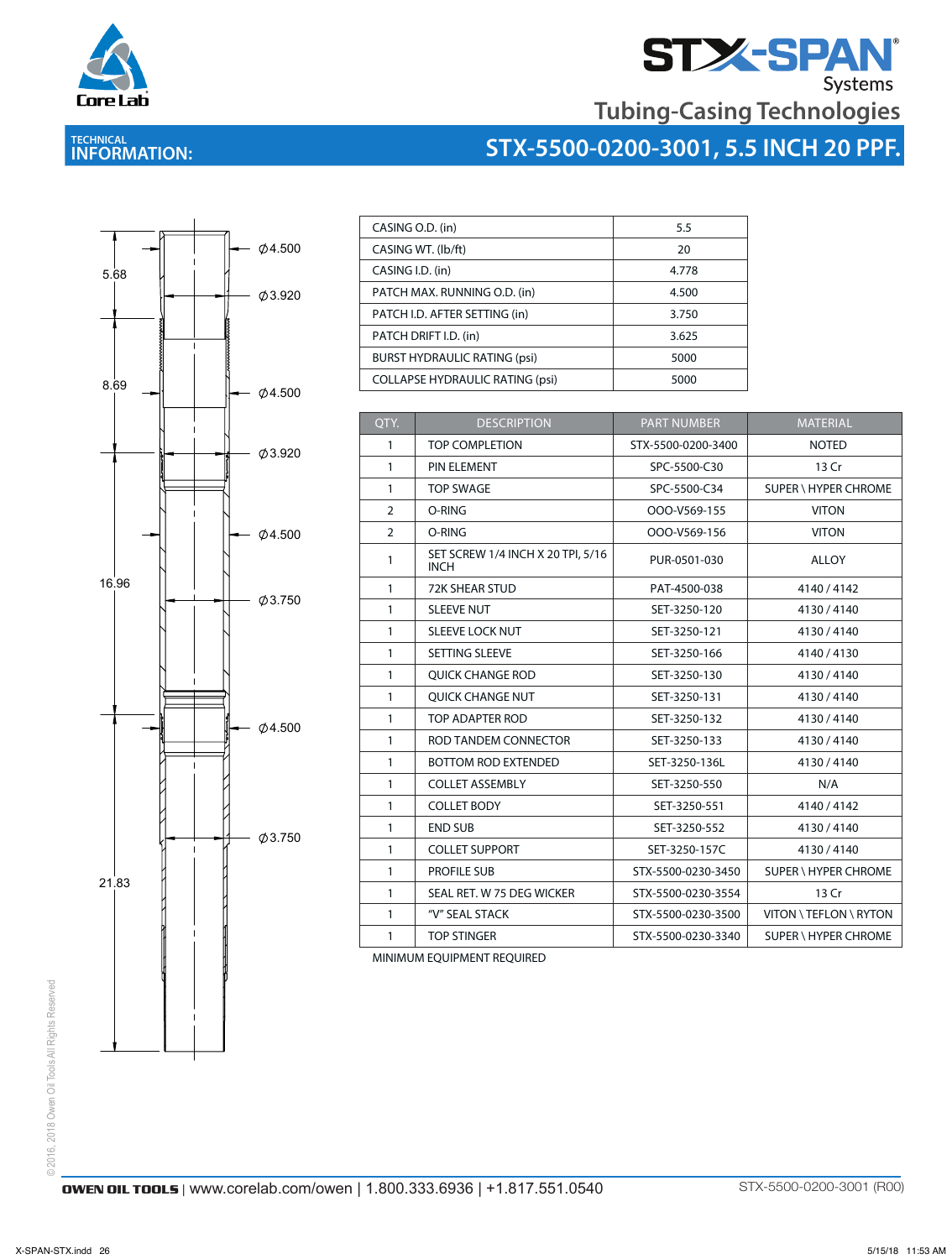# TECHNICAL INFORMATION:

## STX-5500-0200-3001, 5.5 INCH 20 PPF.

STX-SPAN Systems
Tubing-Casing Technologies

5.68
8.69
16.96
21.83

Ø4.500
Ø3.920
Ø4.500
Ø3.920
Ø4.500
Ø3.750
Ø4.500
Ø3.750

| | |
|---|---|
| CASING O.D. (in) | 5.5 |
| CASING WT. (lb/ft) | 20 |
| CASING I.D. (in) | 4.778 |
| PATCH MAX. RUNNING O.D. (in) | 4.500 |
| PATCH I.D. AFTER SETTING (in) | 3.750 |
| PATCH DRIFT I.D. (in) | 3.625 |
| BURST HYDRAULIC RATING (psi) | 5000 |
| COLLAPSE HYDRAULIC RATING (psi) | 5000 |

| QTY. | DESCRIPTION | PART NUMBER | MATERIAL |
|---|---|---|---|
| 1 | TOP COMPLETION | STX-5500-0200-3400 | NOTED |
| 1 | PIN ELEMENT | SPC-5500-C30 | 13 Cr |
| 1 | TOP SWAGE | SPC-5500-C34 | SUPER \ HYPER CHROME |
| 2 | O-RING | OOO-V569-155 | VITON |
| 2 | O-RING | OOO-V569-156 | VITON |
| 1 | SET SCREW 1/4 INCH X 20 TPI, 5/16 INCH | PUR-0501-030 | ALLOY |
| 1 | 72K SHEAR STUD | PAT-4500-038 | 4140 / 4142 |
| 1 | SLEEVE NUT | SET-3250-120 | 4130 / 4140 |
| 1 | SLEEVE LOCK NUT | SET-3250-121 | 4130 / 4140 |
| 1 | SETTING SLEEVE | SET-3250-166 | 4140 / 4130 |
| 1 | QUICK CHANGE ROD | SET-3250-130 | 4130 / 4140 |
| 1 | QUICK CHANGE NUT | SET-3250-131 | 4130 / 4140 |
| 1 | TOP ADAPTER ROD | SET-3250-132 | 4130 / 4140 |
| 1 | ROD TANDEM CONNECTOR | SET-3250-133 | 4130 / 4140 |
| 1 | BOTTOM ROD EXTENDED | SET-3250-136L | 4130 / 4140 |
| 1 | COLLET ASSEMBLY | SET-3250-550 | N/A |
| 1 | COLLET BODY | SET-3250-551 | 4140 / 4142 |
| 1 | END SUB | SET-3250-552 | 4130 / 4140 |
| 1 | COLLET SUPPORT | SET-3250-157C | 4130 / 4140 |
| 1 | PROFILE SUB | STX-5500-0230-3450 | SUPER \ HYPER CHROME |
| 1 | SEAL RET. W 75 DEG WICKER | STX-5500-0230-3554 | 13 Cr |
| 1 | "V" SEAL STACK | STX-5500-0230-3500 | VITON \ TEFLON \ RYTON |
| 1 | TOP STINGER | STX-5500-0230-3340 | SUPER \ HYPER CHROME |

MINIMUM EQUIPMENT REQUIRED

©2016, 2018 Owen Oil Tools All Rights Reserved

OWEN OIL TOOLS | www.corelab.com/owen | 1.800.333.6936 | +1.817.551.0540

STX-5500-0200-3001 (R00)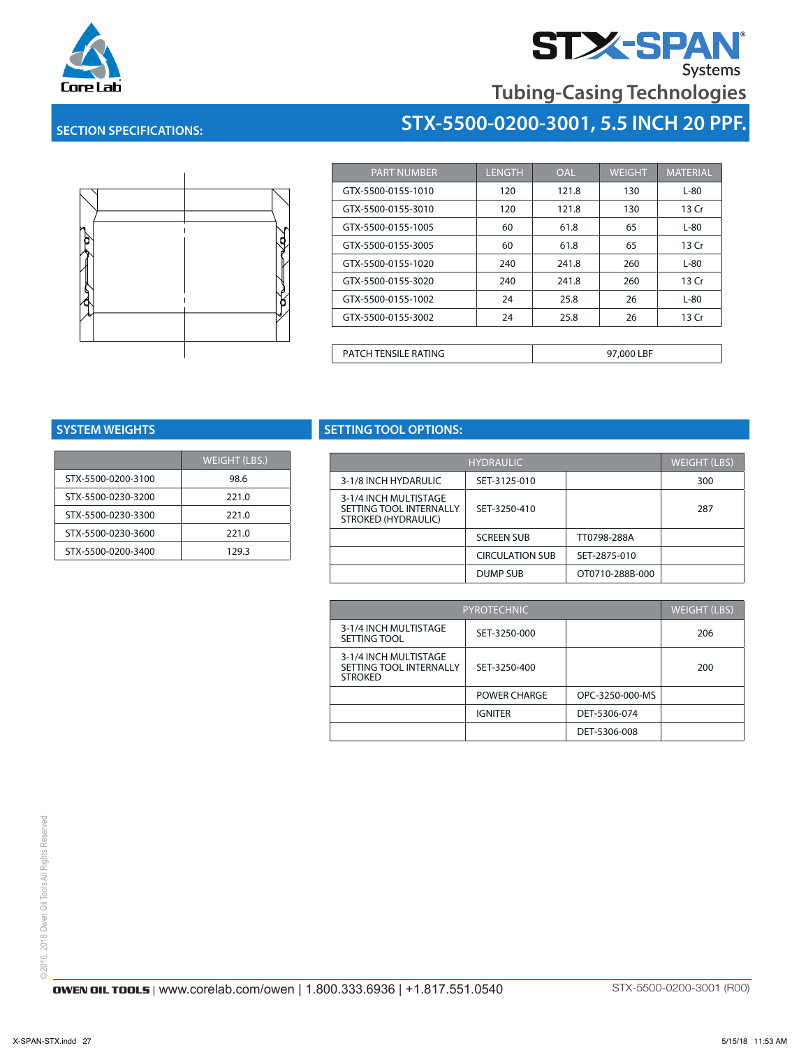**STX-SPAN** Systems

Tubing-Casing Technologies

## SECTION SPECIFICATIONS:

## STX-5500-0200-3001, 5.5 INCH 20 PPF.

| PART NUMBER | LENGTH | OAL | WEIGHT | MATERIAL |
|---|---|---|---|---|
| GTX-5500-0155-1010 | 120 | 121.8 | 130 | L-80 |
| GTX-5500-0155-3010 | 120 | 121.8 | 130 | 13 Cr |
| GTX-5500-0155-1005 | 60 | 61.8 | 65 | L-80 |
| GTX-5500-0155-3005 | 60 | 61.8 | 65 | 13 Cr |
| GTX-5500-0155-1020 | 240 | 241.8 | 260 | L-80 |
| GTX-5500-0155-3020 | 240 | 241.8 | 260 | 13 Cr |
| GTX-5500-0155-1002 | 24 | 25.8 | 26 | L-80 |
| GTX-5500-0155-3002 | 24 | 25.8 | 26 | 13 Cr |

| PATCH TENSILE RATING | 97,000 LBF |
|---|---|

## SYSTEM WEIGHTS

| | WEIGHT (LBS.) |
|---|---|
| STX-5500-0200-3100 | 98.6 |
| STX-5500-0230-3200 | 221.0 |
| STX-5500-0230-3300 | 221.0 |
| STX-5500-0230-3600 | 221.0 |
| STX-5500-0200-3400 | 129.3 |

## SETTING TOOL OPTIONS:

| HYDRAULIC | | | WEIGHT (LBS) |
|---|---|---|---|
| 3-1/8 INCH HYDARULIC | SET-3125-010 | | 300 |
| 3-1/4 INCH MULTISTAGE SETTING TOOL INTERNALLY STROKED (HYDRAULIC) | SET-3250-410 | | 287 |
| | SCREEN SUB | TT0798-288A | |
| | CIRCULATION SUB | SET-2875-010 | |
| | DUMP SUB | OT0710-288B-000 | |

| PYROTECHNIC | | | WEIGHT (LBS) |
|---|---|---|---|
| 3-1/4 INCH MULTISTAGE SETTING TOOL | SET-3250-000 | | 206 |
| 3-1/4 INCH MULTISTAGE SETTING TOOL INTERNALLY STROKED | SET-3250-400 | | 200 |
| | POWER CHARGE | OPC-3250-000-MS | |
| | IGNITER | DET-5306-074 | |
| | | DET-5306-008 | |

©2016, 2018 Owen Oil Tools All Rights Reserved

**OWEN OIL TOOLS** | www.corelab.com/owen | 1.800.333.6936 | +1.817.551.0540

STX-5500-0200-3001 (R00)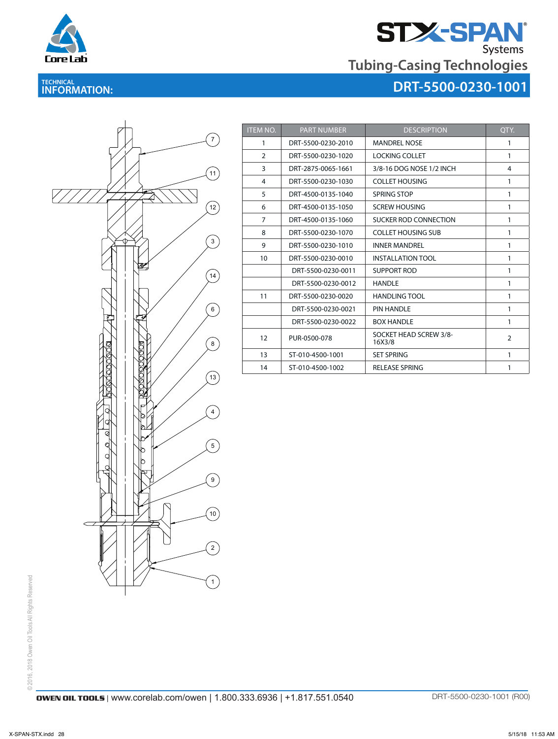# TECHNICAL INFORMATION:

## STX-SPAN® Systems

## Tubing-Casing Technologies

## DRT-5500-0230-1001

7
11
12
3
14
6
8
13
4
5
9
10
2
1

| ITEM NO. | PART NUMBER | DESCRIPTION | QTY. |
|---|---|---|---|
| 1 | DRT-5500-0230-2010 | MANDREL NOSE | 1 |
| 2 | DRT-5500-0230-1020 | LOCKING COLLET | 1 |
| 3 | DRT-2875-0065-1661 | 3/8-16 DOG NOSE 1/2 INCH | 4 |
| 4 | DRT-5500-0230-1030 | COLLET HOUSING | 1 |
| 5 | DRT-4500-0135-1040 | SPRING STOP | 1 |
| 6 | DRT-4500-0135-1050 | SCREW HOUSING | 1 |
| 7 | DRT-4500-0135-1060 | SUCKER ROD CONNECTION | 1 |
| 8 | DRT-5500-0230-1070 | COLLET HOUSING SUB | 1 |
| 9 | DRT-5500-0230-1010 | INNER MANDREL | 1 |
| 10 | DRT-5500-0230-0010 | INSTALLATION TOOL | 1 |
| | DRT-5500-0230-0011 | SUPPORT ROD | 1 |
| | DRT-5500-0230-0012 | HANDLE | 1 |
| 11 | DRT-5500-0230-0020 | HANDLING TOOL | 1 |
| | DRT-5500-0230-0021 | PIN HANDLE | 1 |
| | DRT-5500-0230-0022 | BOX HANDLE | 1 |
| 12 | PUR-0500-078 | SOCKET HEAD SCREW 3/8-16X3/8 | 2 |
| 13 | ST-010-4500-1001 | SET SPRING | 1 |
| 14 | ST-010-4500-1002 | RELEASE SPRING | 1 |

©2016, 2018 Owen Oil Tools All Rights Reserved

**OWEN OIL TOOLS** | www.corelab.com/owen | 1.800.333.6936 | +1.817.551.0540

DRT-5500-0230-1001 (R00)